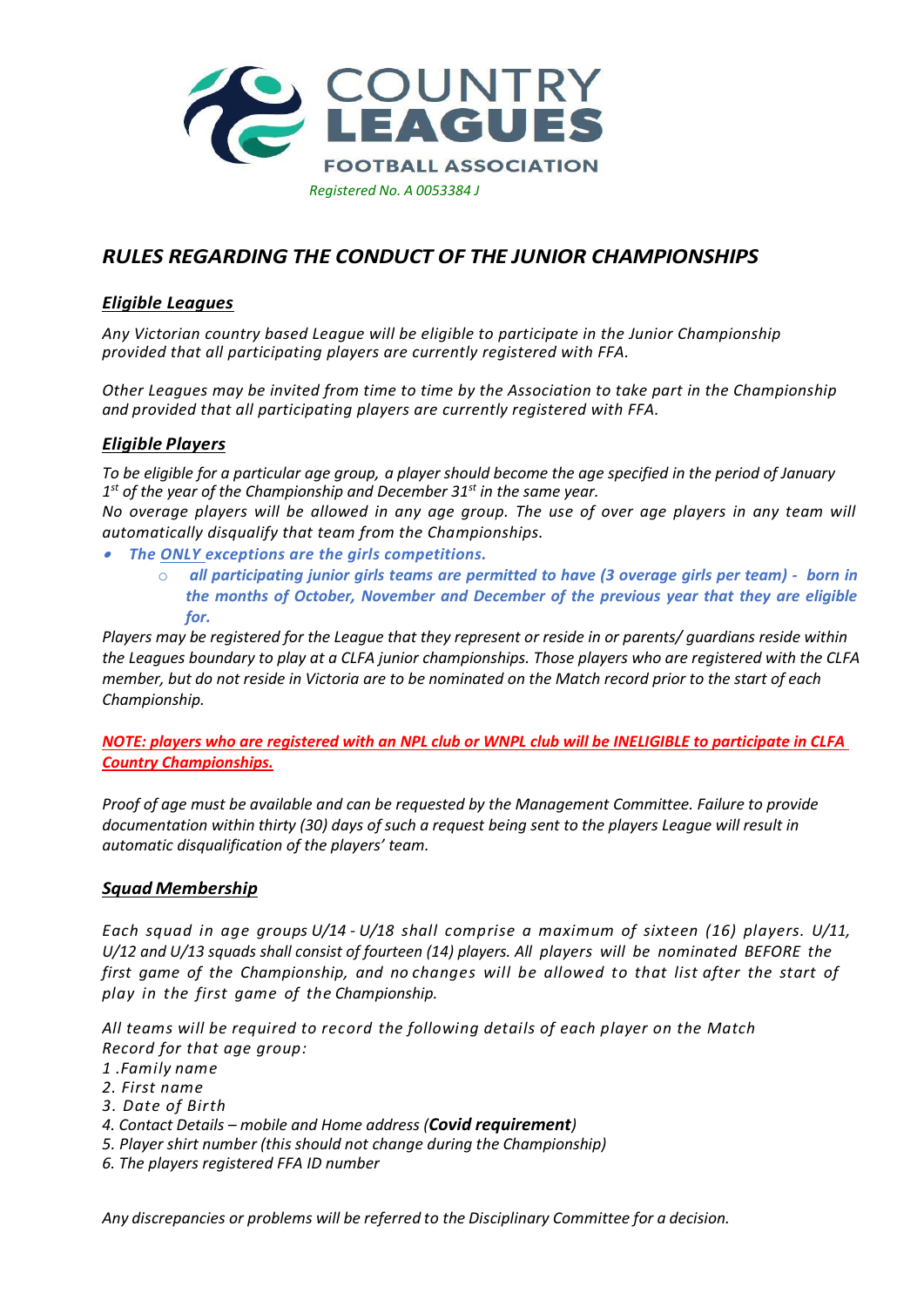COUNTRY LEAGUES

FOOTBALL ASSOCIATION

*Registered No. A 0053384 J*

# *RULES REGARDING THE CONDUCT OF THE JUNIOR CHAMPIONSHIPS*

## ***Eligible Leagues***

*Any Victorian country based League will be eligible to participate in the Junior Championship provided that all participating players are currently registered with FFA.*

*Other Leagues may be invited from time to time by the Association to take part in the Championship and provided that all participating players are currently registered with FFA.*

## ***Eligible Players***

*To be eligible for a particular age group, a player should become the age specified in the period of January 1st of the year of the Championship and December 31st in the same year.*

*No overage players will be allowed in any age group. The use of over age players in any team will automatically disqualify that team from the Championships.*

- ***The ONLY exceptions are the girls competitions.***
    - ***all participating junior girls teams are permitted to have (3 overage girls per team) - born in the months of October, November and December of the previous year that they are eligible for.***

*Players may be registered for the League that they represent or reside in or parents/ guardians reside within the Leagues boundary to play at a CLFA junior championships. Those players who are registered with the CLFA member, but do not reside in Victoria are to be nominated on the Match record prior to the start of each Championship.*

***NOTE: players who are registered with an NPL club or WNPL club will be INELIGIBLE to participate in CLFA Country Championships.***

*Proof of age must be available and can be requested by the Management Committee. Failure to provide documentation within thirty (30) days of such a request being sent to the players League will result in automatic disqualification of the players' team.*

## ***Squad Membership***

*Each squad in age groups U/14 - U/18 shall comprise a maximum of sixteen (16) players. U/11, U/12 and U/13 squads shall consist of fourteen (14) players. All players will be nominated BEFORE the first game of the Championship, and no changes will be allowed to that list after the start of play in the first game of the Championship.*

*All teams will be required to record the following details of each player on the Match Record for that age group:*

*1 .Family name*
*2. First name*
*3. Date of Birth*
*4. Contact Details – mobile and Home address (**Covid requirement**)*
*5. Player shirt number (this should not change during the Championship)*
*6. The players registered FFA ID number*

*Any discrepancies or problems will be referred to the Disciplinary Committee for a decision.*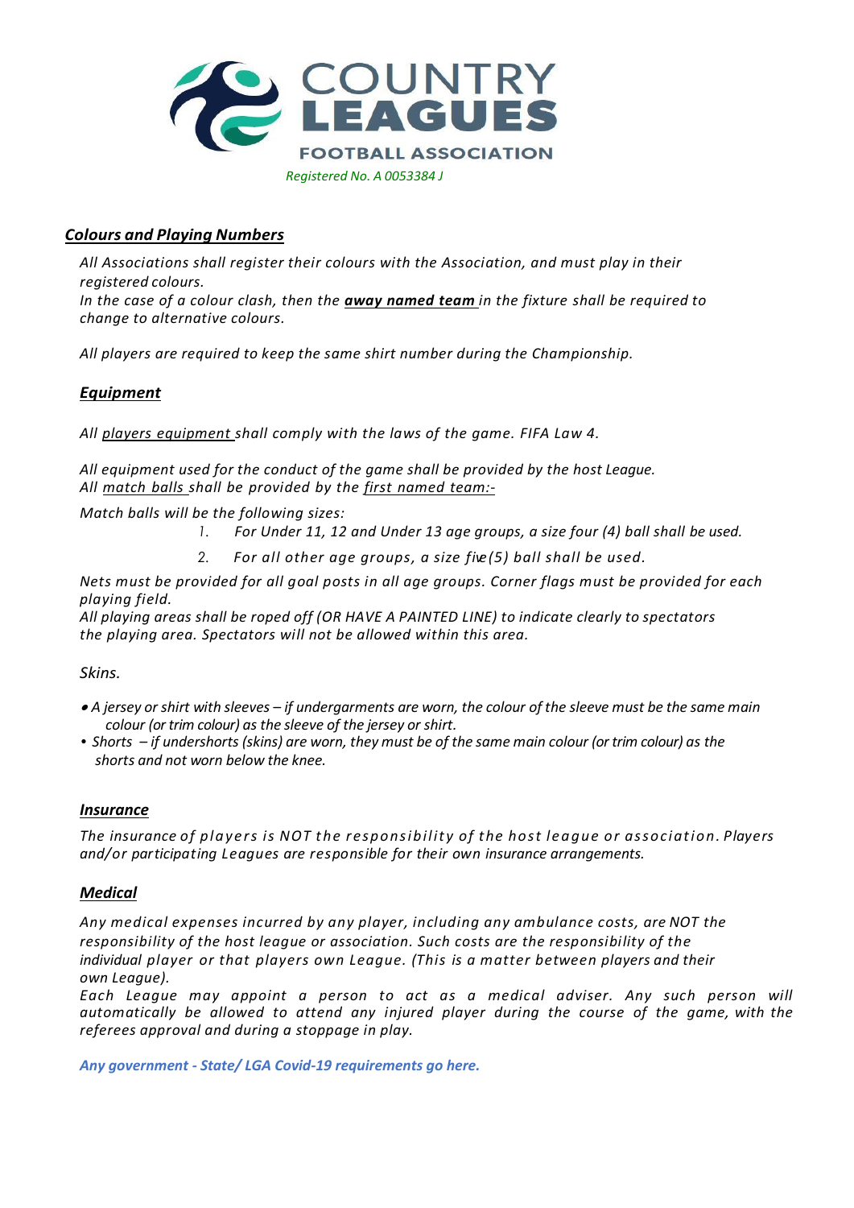COUNTRY LEAGUES
FOOTBALL ASSOCIATION
*Registered No. A 0053384 J*

## ***Colours and Playing Numbers***

*All Associations shall register their colours with the Association, and must play in their registered colours.*
*In the case of a colour clash, then the **away named team** in the fixture shall be required to change to alternative colours.*

*All players are required to keep the same shirt number during the Championship.*

## ***Equipment***

*All players equipment shall comply with the laws of the game. FIFA Law 4.*

*All equipment used for the conduct of the game shall be provided by the host League.*
*All match balls shall be provided by the first named team:-*

*Match balls will be the following sizes:*

1. *For Under 11, 12 and Under 13 age groups, a size four (4) ball shall be used.*
2. *For all other age groups, a size five (5) ball shall be used.*

*Nets must be provided for all goal posts in all age groups. Corner flags must be provided for each playing field.*
*All playing areas shall be roped off (OR HAVE A PAINTED LINE) to indicate clearly to spectators the playing area. Spectators will not be allowed within this area.*

*Skins.*

- *A jersey or shirt with sleeves – if undergarments are worn, the colour of the sleeve must be the same main colour (or trim colour) as the sleeve of the jersey or shirt.*
- *Shorts – if undershorts (skins) are worn, they must be of the same main colour (or trim colour) as the shorts and not worn below the knee.*

## ***Insurance***

*The insurance of players is NOT the responsibility of the host league or association. Players and/or participating Leagues are responsible for their own insurance arrangements.*

## ***Medical***

*Any medical expenses incurred by any player, including any ambulance costs, are NOT the responsibility of the host league or association. Such costs are the responsibility of the individual player or that players own League. (This is a matter between players and their own League).*
*Each League may appoint a person to act as a medical adviser. Any such person will automatically be allowed to attend any injured player during the course of the game, with the referees approval and during a stoppage in play.*

***Any government - State/ LGA Covid-19 requirements go here.***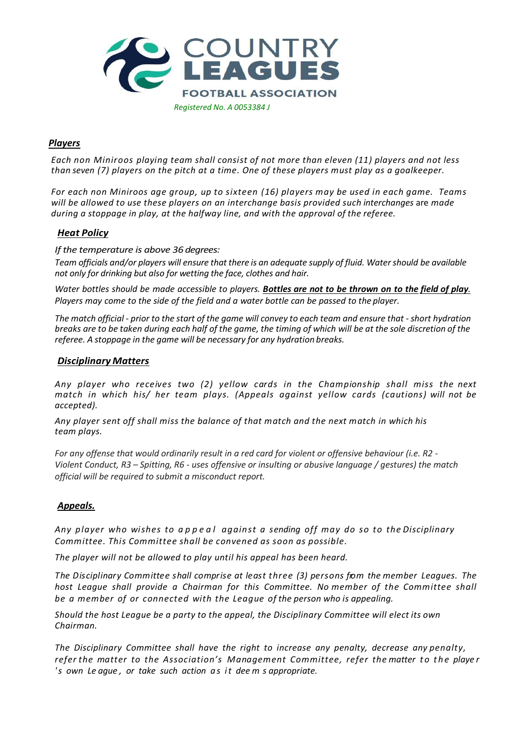COUNTRY LEAGUES FOOTBALL ASSOCIATION

*Registered No. A 0053384 J*

### ***Players***

*Each non Miniroos playing team shall consist of not more than eleven (11) players and not less than seven (7) players on the pitch at a time. One of these players must play as a goalkeeper.*

*For each non Miniroos age group, up to sixteen (16) players may be used in each game. Teams will be allowed to use these players on an interchange basis provided such interchanges are made during a stoppage in play, at the halfway line, and with the approval of the referee.*

### ***Heat Policy***

*If the temperature is above 36 degrees:*

*Team officials and/or players will ensure that there is an adequate supply of fluid. Water should be available not only for drinking but also for wetting the face, clothes and hair.*

*Water bottles should be made accessible to players.* ***Bottles are not to be thrown on to the field of play****. Players may come to the side of the field and a water bottle can be passed to the player.*

*The match official - prior to the start of the game will convey to each team and ensure that - short hydration breaks are to be taken during each half of the game, the timing of which will be at the sole discretion of the referee. A stoppage in the game will be necessary for any hydration breaks.*

### ***Disciplinary Matters***

*Any player who receives two (2) yellow cards in the Championship shall miss the next match in which his/ her team plays. (Appeals against yellow cards (cautions) will not be accepted).*

*Any player sent off shall miss the balance of that match and the next match in which his team plays.*

*For any offense that would ordinarily result in a red card for violent or offensive behaviour (i.e. R2 - Violent Conduct, R3 – Spitting, R6 - uses offensive or insulting or abusive language / gestures) the match official will be required to submit a misconduct report.*

### ***Appeals.***

*Any player who wishes to appeal against a sending off may do so to the Disciplinary Committee. This Committee shall be convened as soon as possible.*

*The player will not be allowed to play until his appeal has been heard.*

*The Disciplinary Committee shall comprise at least three (3) persons from the member Leagues. The host League shall provide a Chairman for this Committee. No member of the Committee shall be a member of or connected with the League of the person who is appealing.*

*Should the host League be a party to the appeal, the Disciplinary Committee will elect its own Chairman.*

*The Disciplinary Committee shall have the right to increase any penalty, decrease any penalty, refer the matter to the Association's Management Committee, refer the matter to the player's own League, or take such action as it deems appropriate.*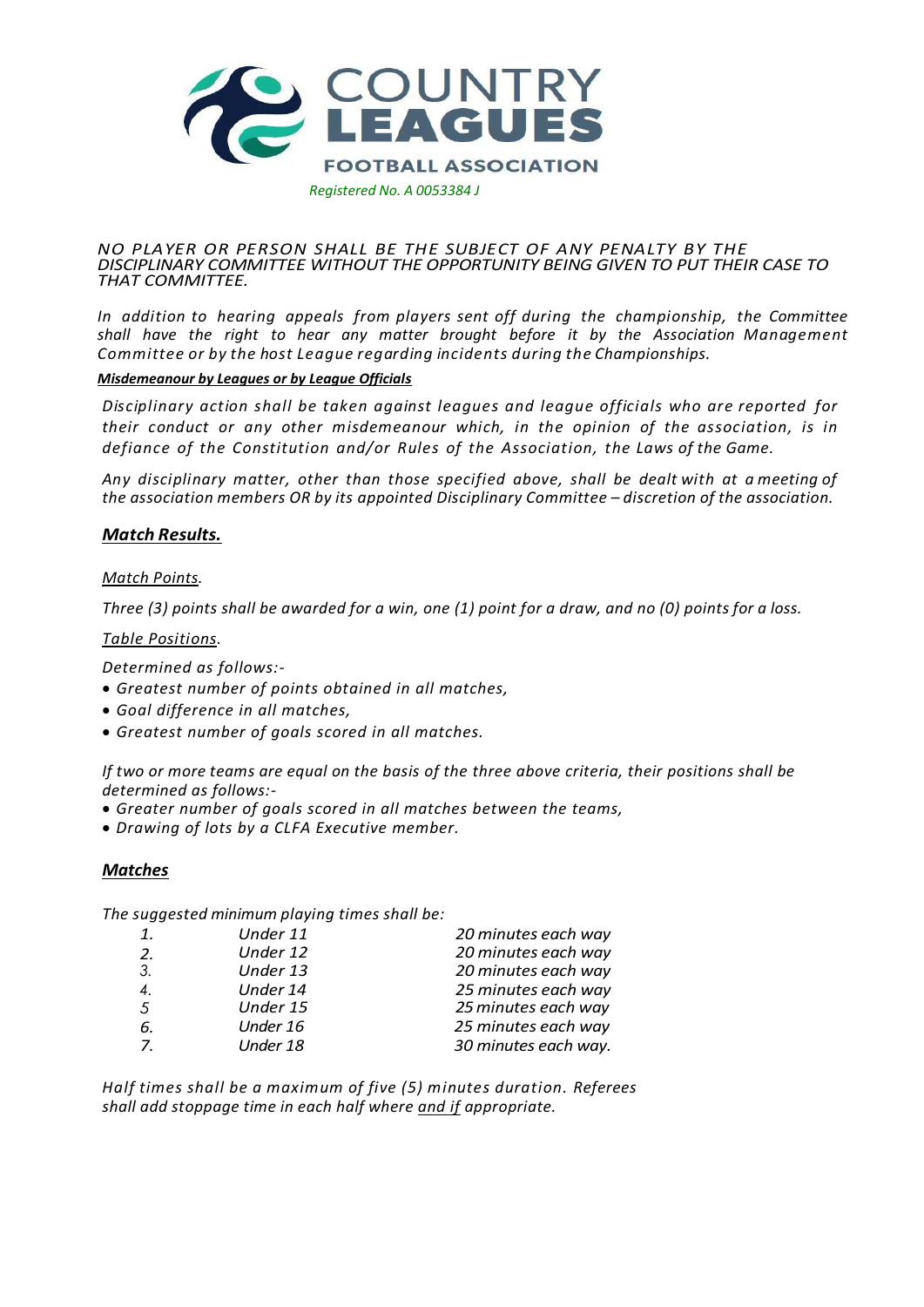# COUNTRY LEAGUES

## FOOTBALL ASSOCIATION

*Registered No. A 0053384 J*

*NO PLAYER OR PERSON SHALL BE THE SUBJECT OF ANY PENALTY BY THE DISCIPLINARY COMMITTEE WITHOUT THE OPPORTUNITY BEING GIVEN TO PUT THEIR CASE TO THAT COMMITTEE.*

*In addition to hearing appeals from players sent off during the championship, the Committee shall have the right to hear any matter brought before it by the Association Management Committee or by the host League regarding incidents during the Championships.*

***Misdemeanour by Leagues or by League Officials***

*Disciplinary action shall be taken against leagues and league officials who are reported for their conduct or any other misdemeanour which, in the opinion of the association, is in defiance of the Constitution and/or Rules of the Association, the Laws of the Game.*

*Any disciplinary matter, other than those specified above, shall be dealt with at a meeting of the association members OR by its appointed Disciplinary Committee – discretion of the association.*

## ***Match Results.***

*Match Points.*

*Three (3) points shall be awarded for a win, one (1) point for a draw, and no (0) points for a loss.*

*Table Positions.*

*Determined as follows:-*

- *Greatest number of points obtained in all matches,*
- *Goal difference in all matches,*
- *Greatest number of goals scored in all matches.*

*If two or more teams are equal on the basis of the three above criteria, their positions shall be determined as follows:-*

- *Greater number of goals scored in all matches between the teams,*
- *Drawing of lots by a CLFA Executive member.*

## ***Matches***

*The suggested minimum playing times shall be:*

| | | |
|---|---|---|
| 1. | Under 11 | 20 minutes each way |
| 2. | Under 12 | 20 minutes each way |
| 3. | Under 13 | 20 minutes each way |
| 4. | Under 14 | 25 minutes each way |
| 5 | Under 15 | 25 minutes each way |
| 6. | Under 16 | 25 minutes each way |
| 7. | Under 18 | 30 minutes each way. |

*Half times shall be a maximum of five (5) minutes duration. Referees shall add stoppage time in each half where and if appropriate.*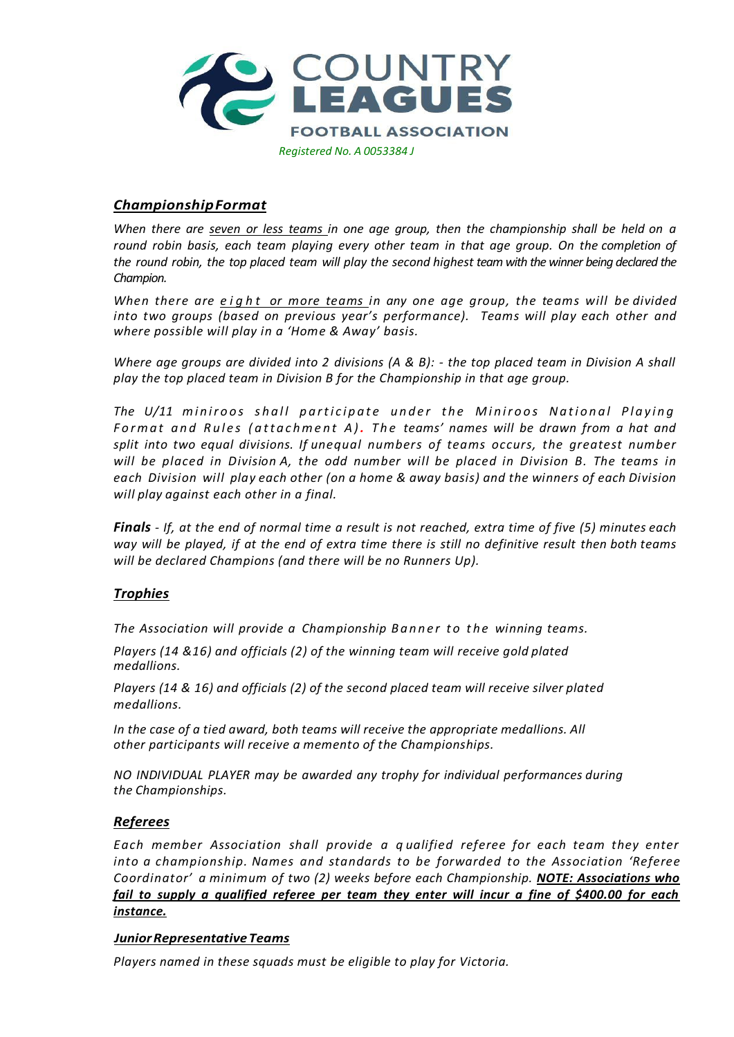COUNTRY LEAGUES

FOOTBALL ASSOCIATION

*Registered No. A 0053384 J*

## ***Championship Format***

*When there are seven or less teams in one age group, then the championship shall be held on a round robin basis, each team playing every other team in that age group. On the completion of the round robin, the top placed team will play the second highest team with the winner being declared the Champion.*

*When there are eight or more teams in any one age group, the teams will be divided into two groups (based on previous year's performance). Teams will play each other and where possible will play in a 'Home & Away' basis.*

*Where age groups are divided into 2 divisions (A & B): - the top placed team in Division A shall play the top placed team in Division B for the Championship in that age group.*

*The U/11 miniroos shall participate under the Miniroos National Playing Format and Rules (attachment A). The teams' names will be drawn from a hat and split into two equal divisions. If unequal numbers of teams occurs, the greatest number will be placed in Division A, the odd number will be placed in Division B. The teams in each Division will play each other (on a home & away basis) and the winners of each Division will play against each other in a final.*

***Finals*** *- If, at the end of normal time a result is not reached, extra time of five (5) minutes each way will be played, if at the end of extra time there is still no definitive result then both teams will be declared Champions (and there will be no Runners Up).*

## ***Trophies***

*The Association will provide a Championship Banner to the winning teams.*

*Players (14 &16) and officials (2) of the winning team will receive gold plated medallions.*

*Players (14 & 16) and officials (2) of the second placed team will receive silver plated medallions.*

*In the case of a tied award, both teams will receive the appropriate medallions. All other participants will receive a memento of the Championships.*

*NO INDIVIDUAL PLAYER may be awarded any trophy for individual performances during the Championships.*

## ***Referees***

*Each member Association shall provide a qualified referee for each team they enter into a championship. Names and standards to be forwarded to the Association 'Referee Coordinator' a minimum of two (2) weeks before each Championship.* ***NOTE: Associations who fail to supply a qualified referee per team they enter will incur a fine of $400.00 for each instance.***

### ***Junior Representative Teams***

*Players named in these squads must be eligible to play for Victoria.*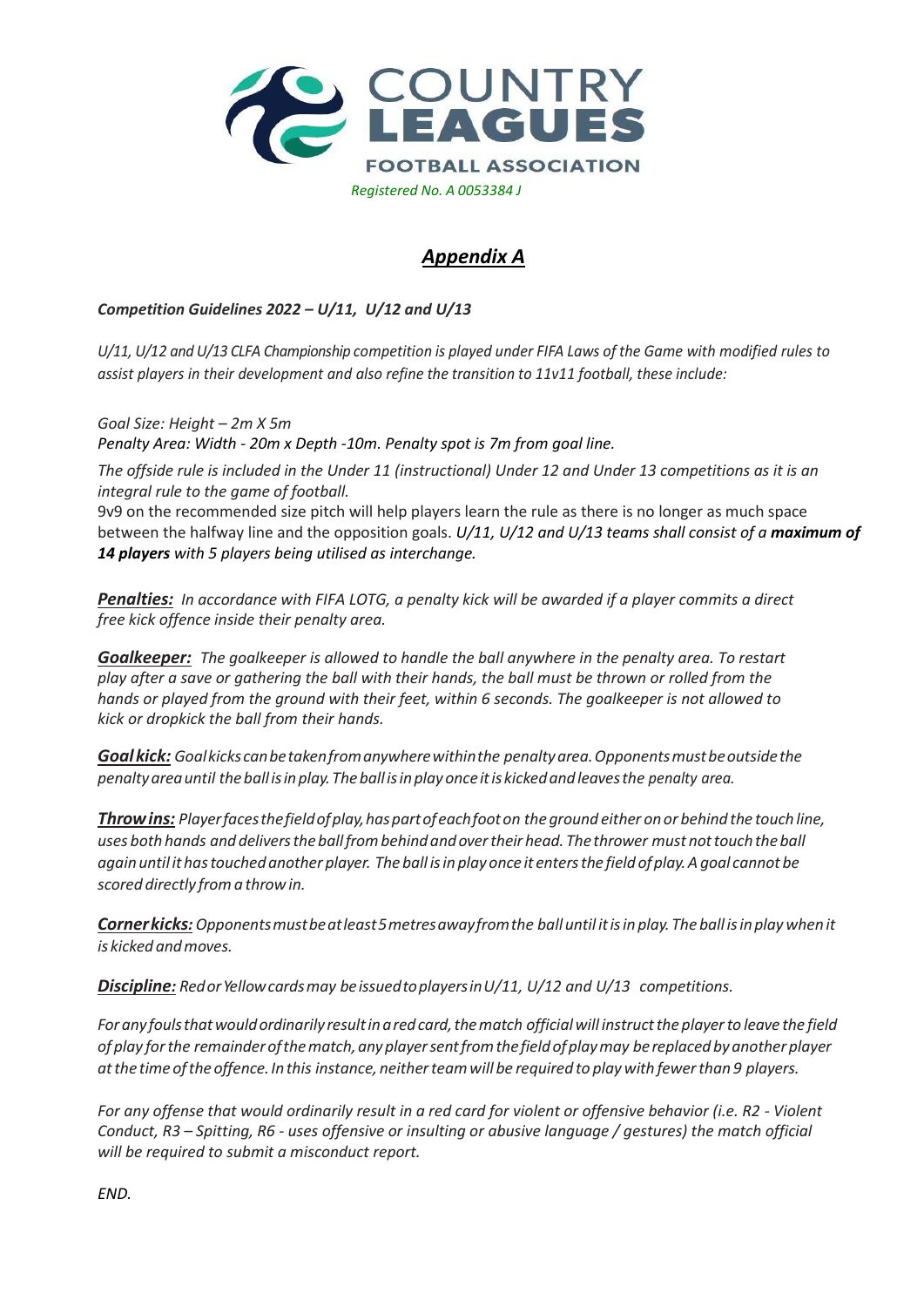COUNTRY LEAGUES

FOOTBALL ASSOCIATION

*Registered No. A 0053384 J*

# ***Appendix A***

***Competition Guidelines 2022 – U/11, U/12 and U/13***

*U/11, U/12 and U/13 CLFA Championship competition is played under FIFA Laws of the Game with modified rules to assist players in their development and also refine the transition to 11v11 football, these include:*

*Goal Size: Height – 2m X 5m*
*Penalty Area: Width - 20m x Depth -10m. Penalty spot is 7m from goal line.*

*The offside rule is included in the Under 11 (instructional) Under 12 and Under 13 competitions as it is an integral rule to the game of football.*
9v9 on the recommended size pitch will help players learn the rule as there is no longer as much space between the halfway line and the opposition goals. *U/11, U/12 and U/13 teams shall consist of a **maximum of 14 players** with 5 players being utilised as interchange.*

***Penalties:*** *In accordance with FIFA LOTG, a penalty kick will be awarded if a player commits a direct free kick offence inside their penalty area.*

***Goalkeeper:*** *The goalkeeper is allowed to handle the ball anywhere in the penalty area. To restart play after a save or gathering the ball with their hands, the ball must be thrown or rolled from the hands or played from the ground with their feet, within 6 seconds. The goalkeeper is not allowed to kick or dropkick the ball from their hands.*

***Goal kick:*** *Goal kicks can be taken from anywhere within the penalty area. Opponents must be outside the penalty area until the ball is in play. The ball is in play once it is kicked and leaves the penalty area.*

***Throw ins:*** *Player faces the field of play, has part of each foot on the ground either on or behind the touch line, uses both hands and delivers the ball from behind and over their head. The thrower must not touch the ball again until it has touched another player. The ball is in play once it enters the field of play. A goal cannot be scored directly from a throw in.*

***Corner kicks:*** *Opponents must be at least 5 metres away from the ball until it is in play. The ball is in play when it is kicked and moves.*

***Discipline:*** *Red or Yellow cards may be issued to players in U/11, U/12 and U/13 competitions.*

*For any fouls that would ordinarily result in a red card, the match official will instruct the player to leave the field of play for the remainder of the match, any player sent from the field of play may be replaced by another player at the time of the offence. In this instance, neither team will be required to play with fewer than 9 players.*

*For any offense that would ordinarily result in a red card for violent or offensive behavior (i.e. R2 - Violent Conduct, R3 – Spitting, R6 - uses offensive or insulting or abusive language / gestures) the match official will be required to submit a misconduct report.*

*END.*